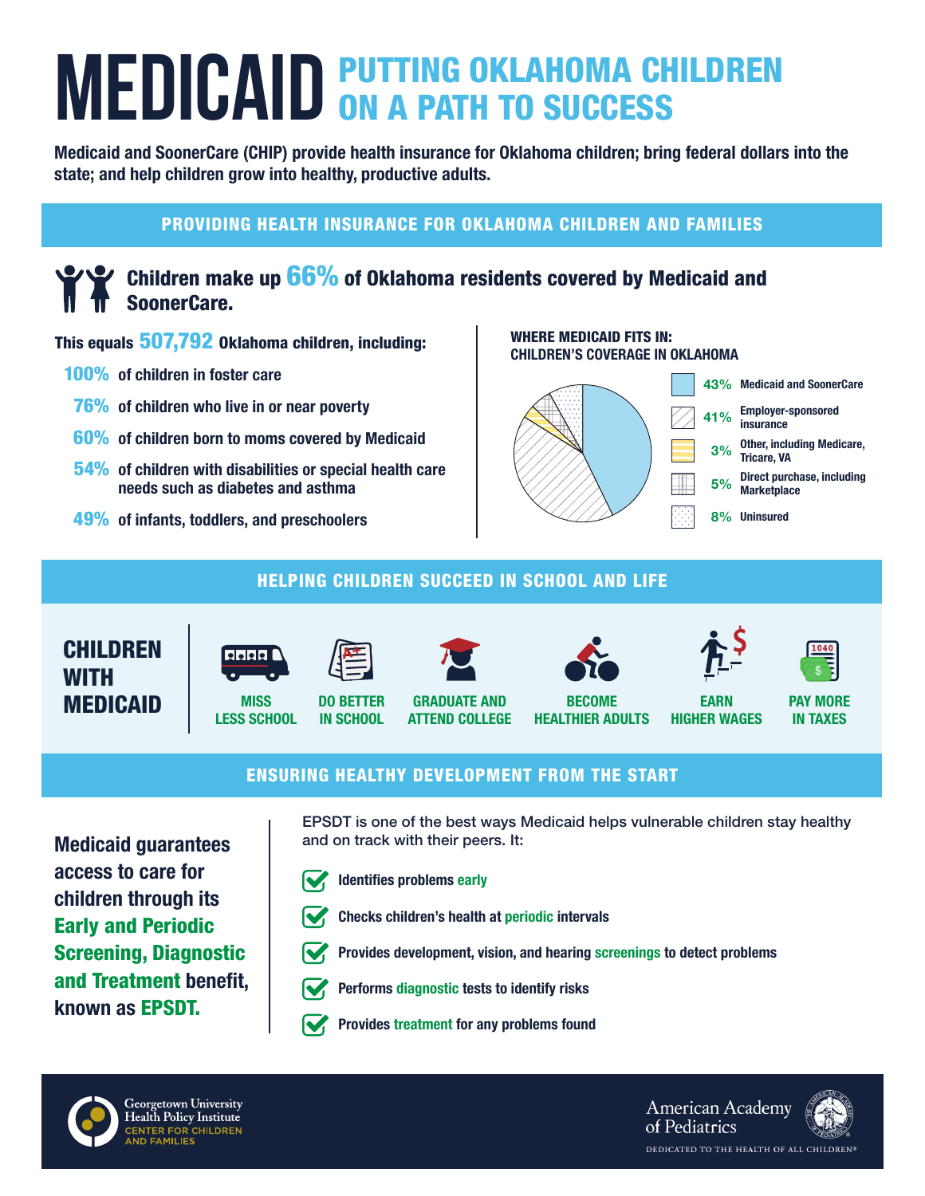# MEDICAID PUTTING OKLAHOMA CHILDREN ON A PATH TO SUCCESS

**Medicaid and SoonerCare (CHIP) provide health insurance for Oklahoma children; bring federal dollars into the state; and help children grow into healthy, productive adults.**

## PROVIDING HEALTH INSURANCE FOR OKLAHOMA CHILDREN AND FAMILIES

### Children make up 66% of Oklahoma residents covered by Medicaid and SoonerCare.

**This equals 507,792 Oklahoma children, including:**

- **100%** of children in foster care
- **76%** of children who live in or near poverty
- **60%** of children born to moms covered by Medicaid
- **54%** of children with disabilities or special health care needs such as diabetes and asthma
- **49%** of infants, toddlers, and preschoolers

**WHERE MEDICAID FITS IN: CHILDREN'S COVERAGE IN OKLAHOMA**

| Coverage | Percent |
|---|---|
| Medicaid and SoonerCare | 43% |
| Employer-sponsored insurance | 41% |
| Other, including Medicare, Tricare, VA | 3% |
| Direct purchase, including Marketplace | 5% |
| Uninsured | 8% |

## HELPING CHILDREN SUCCEED IN SCHOOL AND LIFE

**CHILDREN WITH MEDICAID**

- MISS LESS SCHOOL
- DO BETTER IN SCHOOL
- GRADUATE AND ATTEND COLLEGE
- BECOME HEALTHIER ADULTS
- EARN HIGHER WAGES
- PAY MORE IN TAXES

## ENSURING HEALTHY DEVELOPMENT FROM THE START

**Medicaid guarantees access to care for children through its Early and Periodic Screening, Diagnostic and Treatment benefit, known as EPSDT.**

EPSDT is one of the best ways Medicaid helps vulnerable children stay healthy and on track with their peers. It:

- **Identifies problems early**
- **Checks children's health at periodic intervals**
- **Provides development, vision, and hearing screenings to detect problems**
- **Performs diagnostic tests to identify risks**
- **Provides treatment for any problems found**

Georgetown University Health Policy Institute
CENTER FOR CHILDREN AND FAMILIES

American Academy of Pediatrics
DEDICATED TO THE HEALTH OF ALL CHILDREN®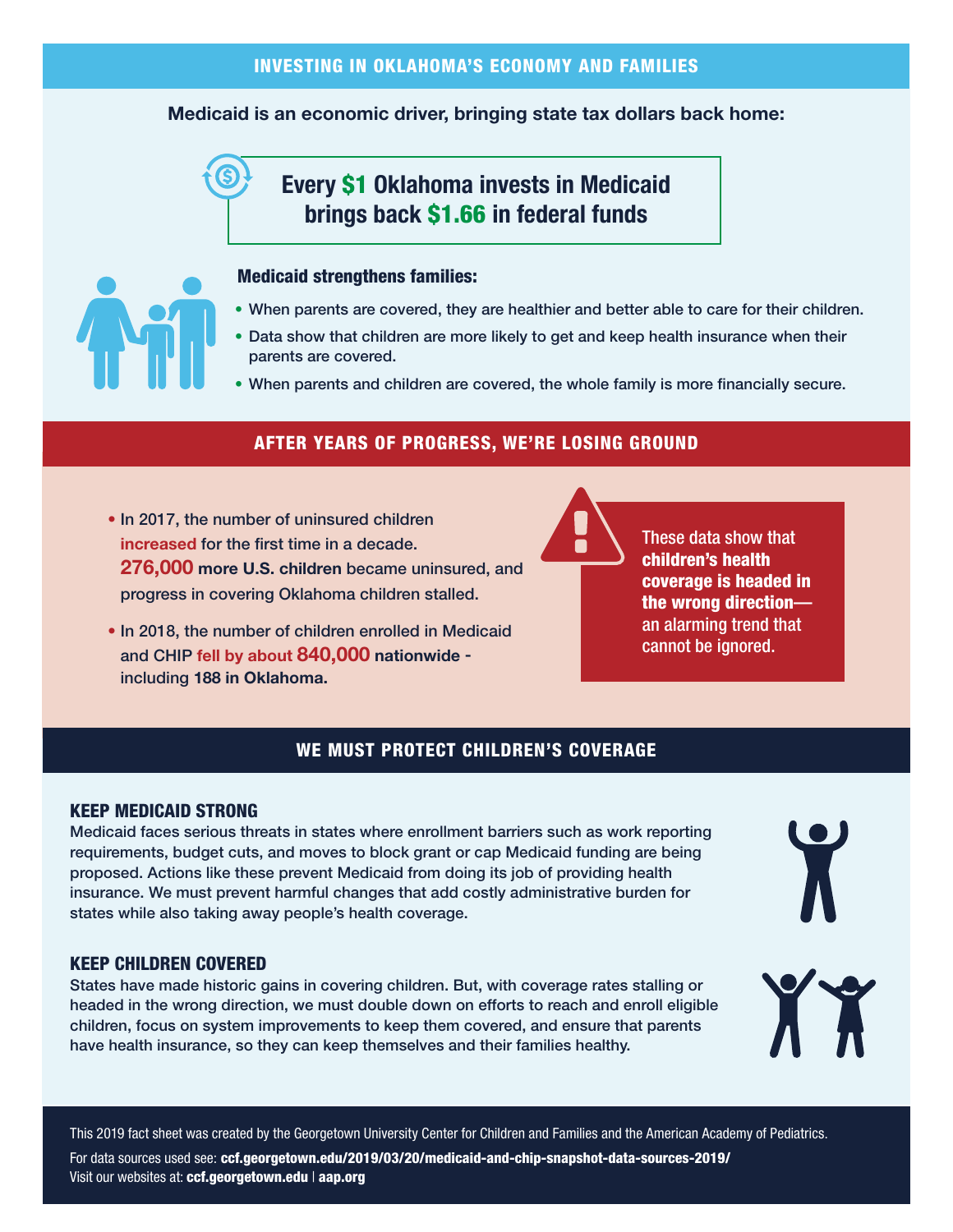## INVESTING IN OKLAHOMA'S ECONOMY AND FAMILIES

**Medicaid is an economic driver, bringing state tax dollars back home:**

**Every $1 Oklahoma invests in Medicaid brings back $1.66 in federal funds**

**Medicaid strengthens families:**

- When parents are covered, they are healthier and better able to care for their children.
- Data show that children are more likely to get and keep health insurance when their parents are covered.
- When parents and children are covered, the whole family is more financially secure.

## AFTER YEARS OF PROGRESS, WE'RE LOSING GROUND

- In 2017, the number of uninsured children **increased** for the first time in a decade. **276,000 more U.S. children** became uninsured, and progress in covering Oklahoma children stalled.
- In 2018, the number of children enrolled in Medicaid and CHIP **fell by about 840,000 nationwide** - including **188 in Oklahoma.**

These data show that **children's health coverage is headed in the wrong direction**—an alarming trend that cannot be ignored.

## WE MUST PROTECT CHILDREN'S COVERAGE

### KEEP MEDICAID STRONG

Medicaid faces serious threats in states where enrollment barriers such as work reporting requirements, budget cuts, and moves to block grant or cap Medicaid funding are being proposed. Actions like these prevent Medicaid from doing its job of providing health insurance. We must prevent harmful changes that add costly administrative burden for states while also taking away people's health coverage.

### KEEP CHILDREN COVERED

States have made historic gains in covering children. But, with coverage rates stalling or headed in the wrong direction, we must double down on efforts to reach and enroll eligible children, focus on system improvements to keep them covered, and ensure that parents have health insurance, so they can keep themselves and their families healthy.

This 2019 fact sheet was created by the Georgetown University Center for Children and Families and the American Academy of Pediatrics.

For data sources used see: **ccf.georgetown.edu/2019/03/20/medicaid-and-chip-snapshot-data-sources-2019/**

Visit our websites at: **ccf.georgetown.edu** | **aap.org**